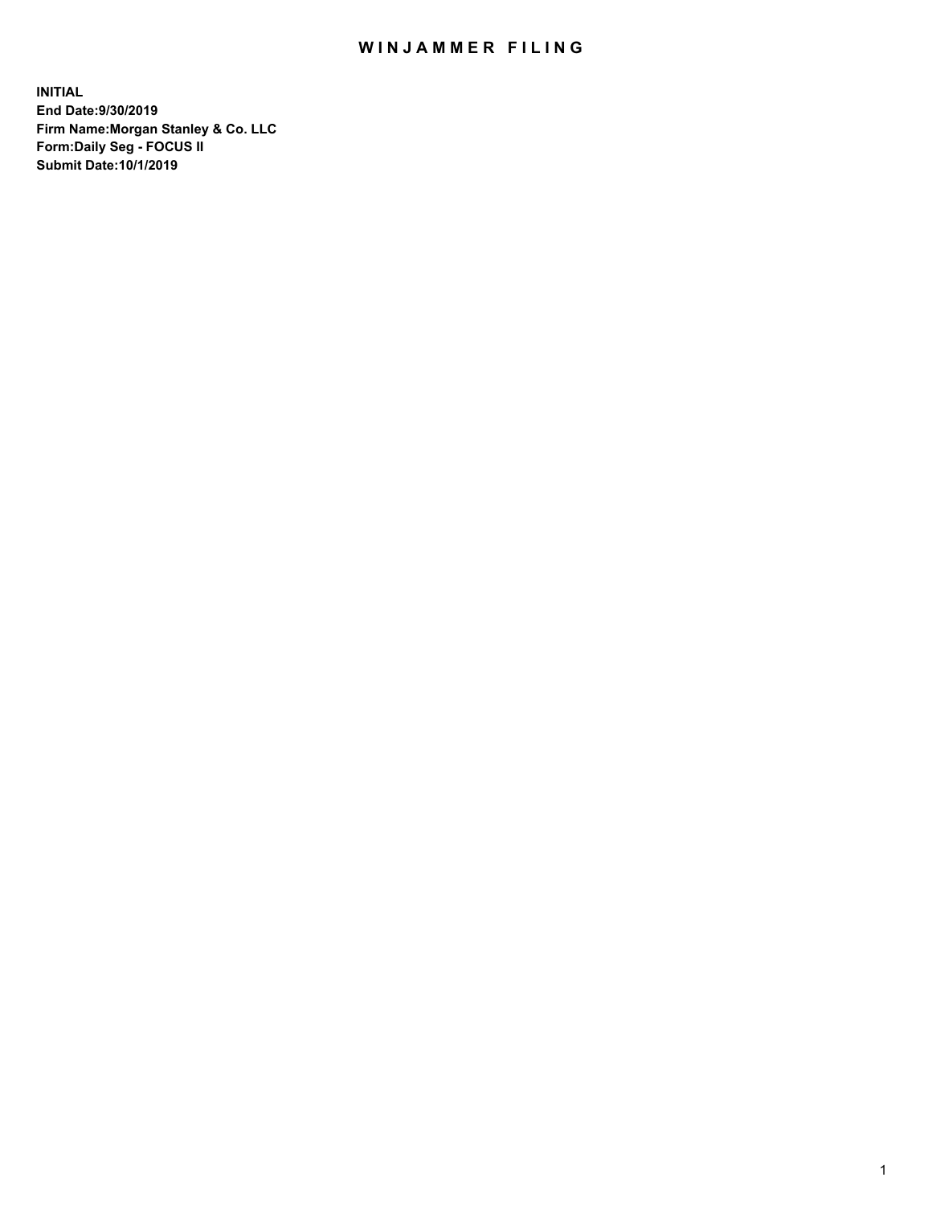# WINJAMMER FILING

**INITIAL**
**End Date:9/30/2019**
**Firm Name:Morgan Stanley & Co. LLC**
**Form:Daily Seg - FOCUS II**
**Submit Date:10/1/2019**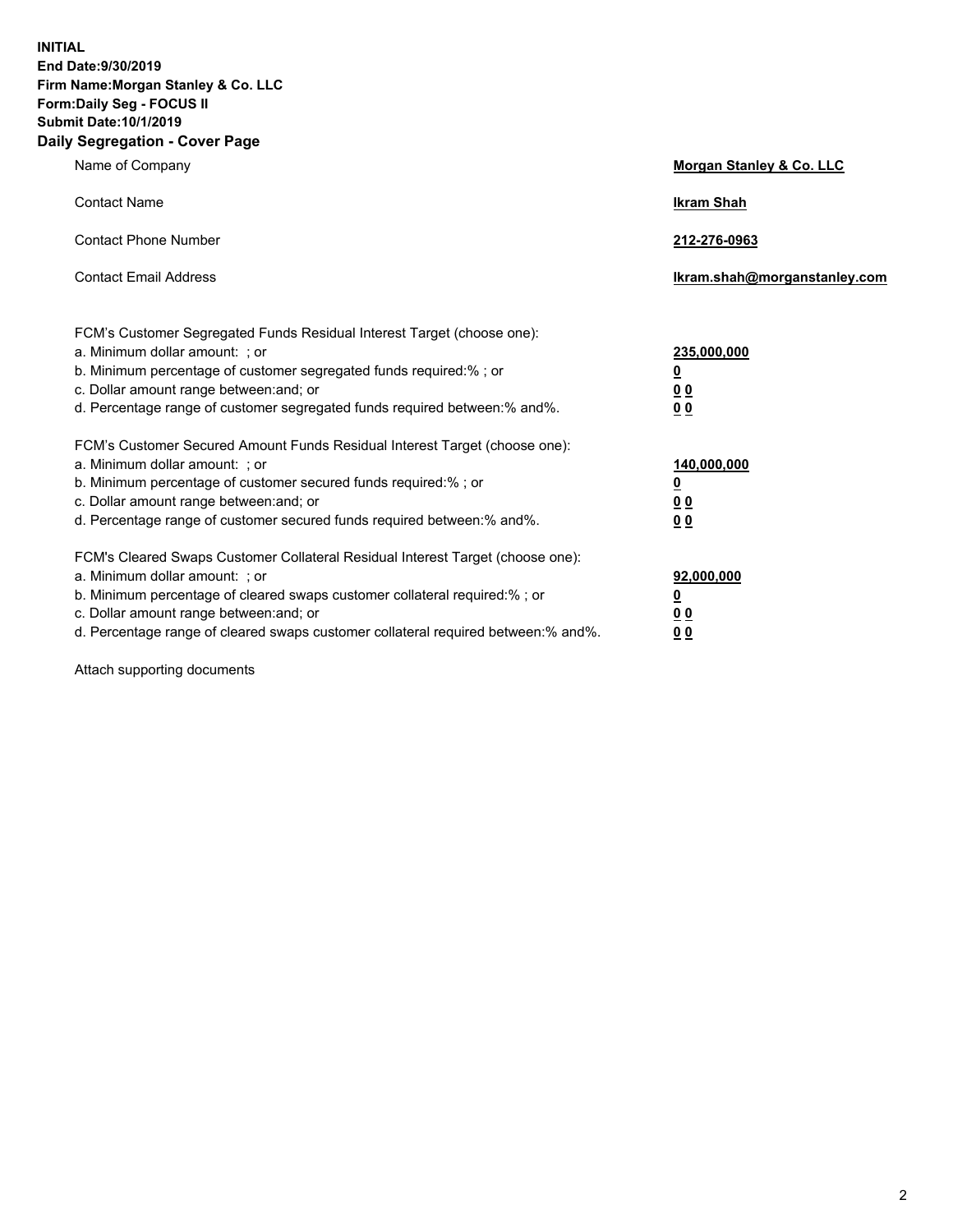**INITIAL**
**End Date:9/30/2019**
**Firm Name:Morgan Stanley & Co. LLC**
**Form:Daily Seg - FOCUS II**
**Submit Date:10/1/2019**

## Daily Segregation - Cover Page

| | |
|---|---|
| Name of Company | **Morgan Stanley & Co. LLC** |
| Contact Name | **Ikram Shah** |
| Contact Phone Number | **212-276-0963** |
| Contact Email Address | **Ikram.shah@morganstanley.com** |

| | |
|---|---|
| FCM's Customer Segregated Funds Residual Interest Target (choose one): | |
| a. Minimum dollar amount: ; or | **235,000,000** |
| b. Minimum percentage of customer segregated funds required:% ; or | **0** |
| c. Dollar amount range between:and; or | **0 0** |
| d. Percentage range of customer segregated funds required between:% and%. | **0 0** |
| FCM's Customer Secured Amount Funds Residual Interest Target (choose one): | |
| a. Minimum dollar amount: ; or | **140,000,000** |
| b. Minimum percentage of customer secured funds required:% ; or | **0** |
| c. Dollar amount range between:and; or | **0 0** |
| d. Percentage range of customer secured funds required between:% and%. | **0 0** |
| FCM's Cleared Swaps Customer Collateral Residual Interest Target (choose one): | |
| a. Minimum dollar amount: ; or | **92,000,000** |
| b. Minimum percentage of cleared swaps customer collateral required:% ; or | **0** |
| c. Dollar amount range between:and; or | **0 0** |
| d. Percentage range of cleared swaps customer collateral required between:% and%. | **0 0** |

Attach supporting documents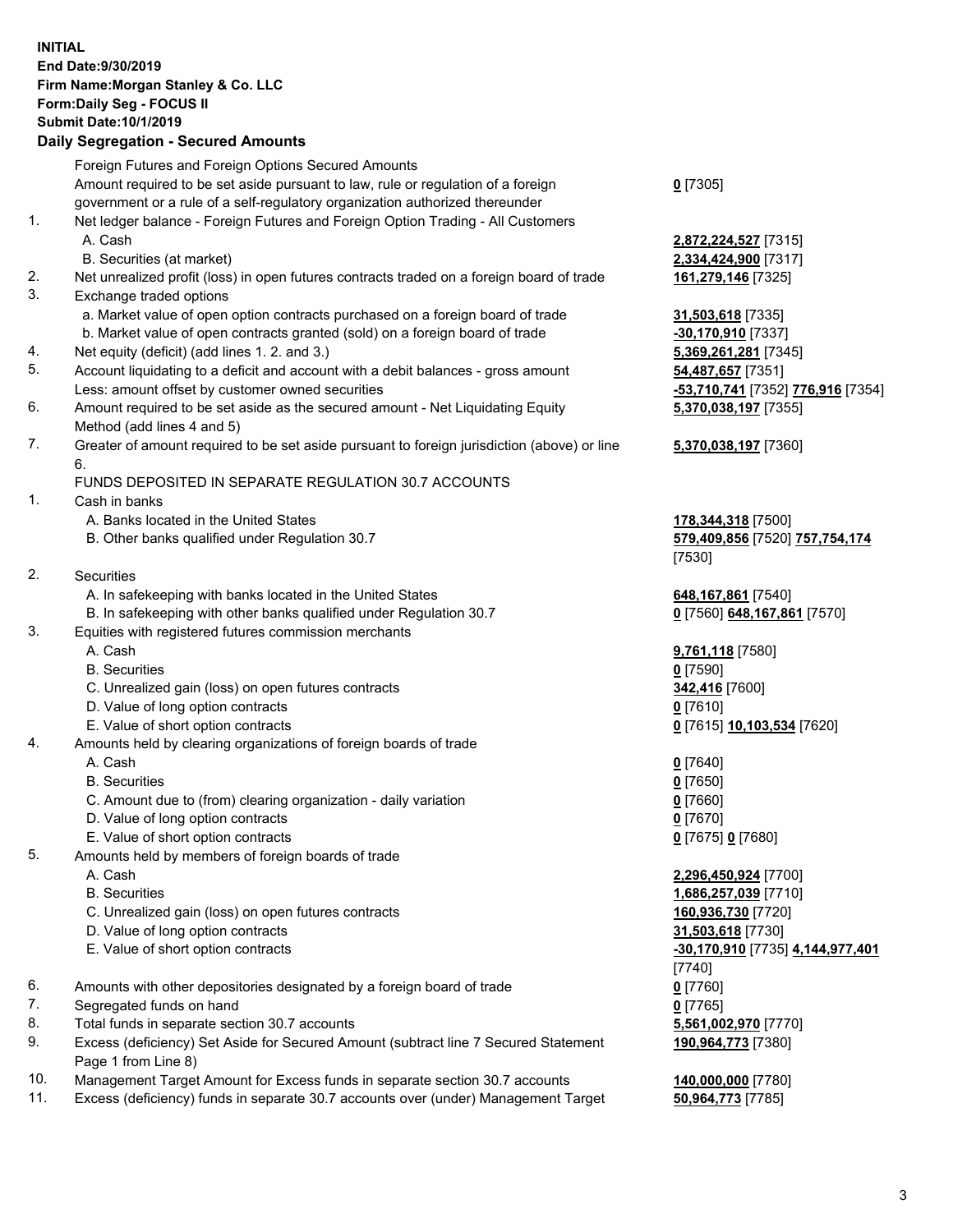**INITIAL**
**End Date:9/30/2019**
**Firm Name:Morgan Stanley & Co. LLC**
**Form:Daily Seg - FOCUS II**
**Submit Date:10/1/2019**
**Daily Segregation - Secured Amounts**

| | | |
|---|---|---|
| | Foreign Futures and Foreign Options Secured Amounts | |
| | Amount required to be set aside pursuant to law, rule or regulation of a foreign government or a rule of a self-regulatory organization authorized thereunder | **0** [7305] |
| 1. | Net ledger balance - Foreign Futures and Foreign Option Trading - All Customers | |
| | A. Cash | **2,872,224,527** [7315] |
| | B. Securities (at market) | **2,334,424,900** [7317] |
| 2. | Net unrealized profit (loss) in open futures contracts traded on a foreign board of trade | **161,279,146** [7325] |
| 3. | Exchange traded options | |
| | a. Market value of open option contracts purchased on a foreign board of trade | **31,503,618** [7335] |
| | b. Market value of open contracts granted (sold) on a foreign board of trade | **-30,170,910** [7337] |
| 4. | Net equity (deficit) (add lines 1. 2. and 3.) | **5,369,261,281** [7345] |
| 5. | Account liquidating to a deficit and account with a debit balances - gross amount | **54,487,657** [7351] |
| | Less: amount offset by customer owned securities | **-53,710,741** [7352] **776,916** [7354] |
| 6. | Amount required to be set aside as the secured amount - Net Liquidating Equity Method (add lines 4 and 5) | **5,370,038,197** [7355] |
| 7. | Greater of amount required to be set aside pursuant to foreign jurisdiction (above) or line 6. | **5,370,038,197** [7360] |
| | FUNDS DEPOSITED IN SEPARATE REGULATION 30.7 ACCOUNTS | |
| 1. | Cash in banks | |
| | A. Banks located in the United States | **178,344,318** [7500] |
| | B. Other banks qualified under Regulation 30.7 | **579,409,856** [7520] **757,754,174** [7530] |
| 2. | Securities | |
| | A. In safekeeping with banks located in the United States | **648,167,861** [7540] |
| | B. In safekeeping with other banks qualified under Regulation 30.7 | **0** [7560] **648,167,861** [7570] |
| 3. | Equities with registered futures commission merchants | |
| | A. Cash | **9,761,118** [7580] |
| | B. Securities | **0** [7590] |
| | C. Unrealized gain (loss) on open futures contracts | **342,416** [7600] |
| | D. Value of long option contracts | **0** [7610] |
| | E. Value of short option contracts | **0** [7615] **10,103,534** [7620] |
| 4. | Amounts held by clearing organizations of foreign boards of trade | |
| | A. Cash | **0** [7640] |
| | B. Securities | **0** [7650] |
| | C. Amount due to (from) clearing organization - daily variation | **0** [7660] |
| | D. Value of long option contracts | **0** [7670] |
| | E. Value of short option contracts | **0** [7675] **0** [7680] |
| 5. | Amounts held by members of foreign boards of trade | |
| | A. Cash | **2,296,450,924** [7700] |
| | B. Securities | **1,686,257,039** [7710] |
| | C. Unrealized gain (loss) on open futures contracts | **160,936,730** [7720] |
| | D. Value of long option contracts | **31,503,618** [7730] |
| | E. Value of short option contracts | **-30,170,910** [7735] **4,144,977,401** [7740] |
| 6. | Amounts with other depositories designated by a foreign board of trade | **0** [7760] |
| 7. | Segregated funds on hand | **0** [7765] |
| 8. | Total funds in separate section 30.7 accounts | **5,561,002,970** [7770] |
| 9. | Excess (deficiency) Set Aside for Secured Amount (subtract line 7 Secured Statement Page 1 from Line 8) | **190,964,773** [7380] |
| 10. | Management Target Amount for Excess funds in separate section 30.7 accounts | **140,000,000** [7780] |
| 11. | Excess (deficiency) funds in separate 30.7 accounts over (under) Management Target | **50,964,773** [7785] |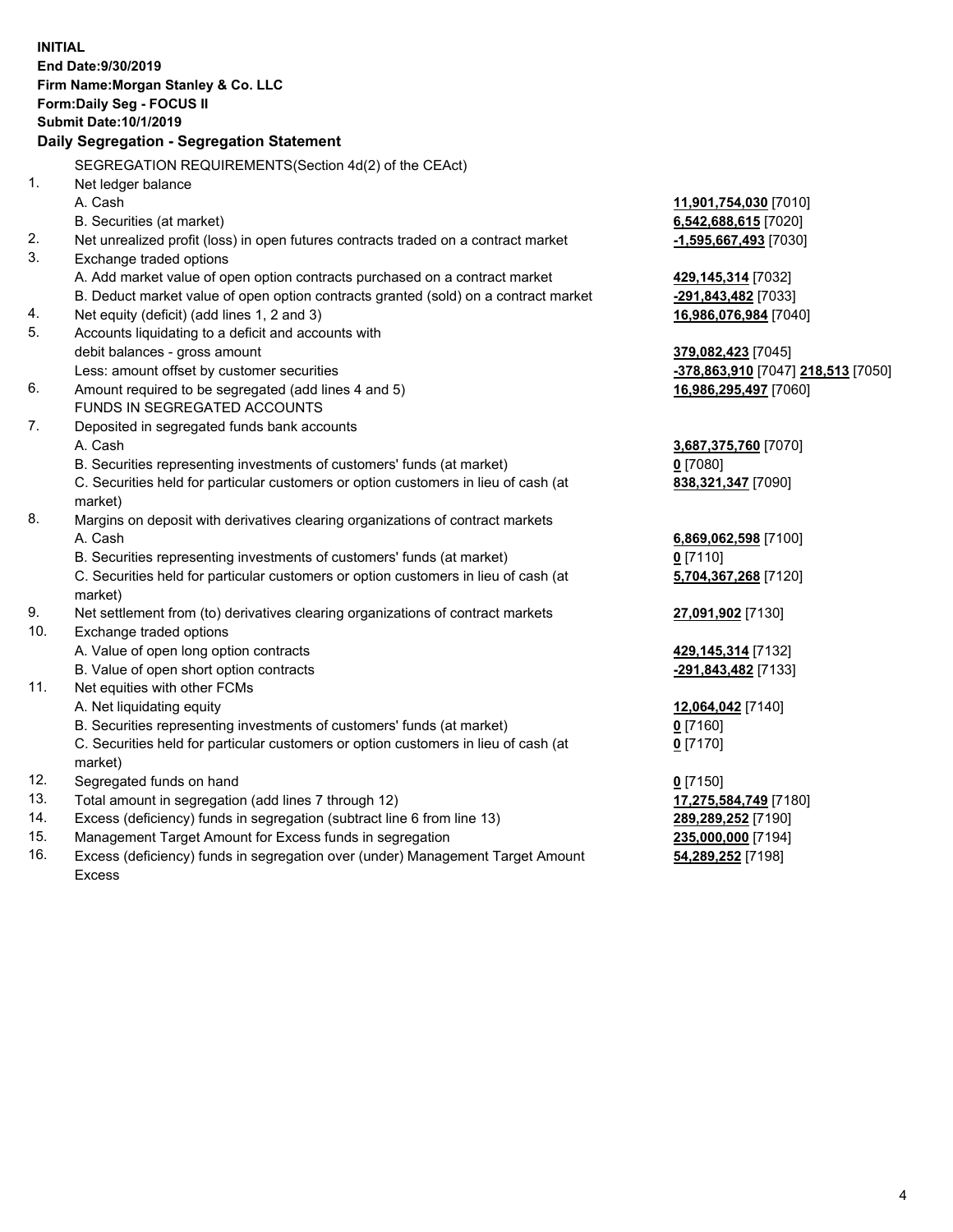**INITIAL**
**End Date:9/30/2019**
**Firm Name:Morgan Stanley & Co. LLC**
**Form:Daily Seg - FOCUS II**
**Submit Date:10/1/2019**

## Daily Segregation - Segregation Statement

SEGREGATION REQUIREMENTS(Section 4d(2) of the CEAct)

| | | |
|---|---|---|
| 1. | Net ledger balance | |
| | A. Cash | **11,901,754,030** [7010] |
| | B. Securities (at market) | **6,542,688,615** [7020] |
| 2. | Net unrealized profit (loss) in open futures contracts traded on a contract market | **-1,595,667,493** [7030] |
| 3. | Exchange traded options | |
| | A. Add market value of open option contracts purchased on a contract market | **429,145,314** [7032] |
| | B. Deduct market value of open option contracts granted (sold) on a contract market | **-291,843,482** [7033] |
| 4. | Net equity (deficit) (add lines 1, 2 and 3) | **16,986,076,984** [7040] |
| 5. | Accounts liquidating to a deficit and accounts with debit balances - gross amount | **379,082,423** [7045] |
| | Less: amount offset by customer securities | **-378,863,910** [7047] **218,513** [7050] |
| 6. | Amount required to be segregated (add lines 4 and 5) | **16,986,295,497** [7060] |
| | FUNDS IN SEGREGATED ACCOUNTS | |
| 7. | Deposited in segregated funds bank accounts | |
| | A. Cash | **3,687,375,760** [7070] |
| | B. Securities representing investments of customers' funds (at market) | **0** [7080] |
| | C. Securities held for particular customers or option customers in lieu of cash (at market) | **838,321,347** [7090] |
| 8. | Margins on deposit with derivatives clearing organizations of contract markets | |
| | A. Cash | **6,869,062,598** [7100] |
| | B. Securities representing investments of customers' funds (at market) | **0** [7110] |
| | C. Securities held for particular customers or option customers in lieu of cash (at market) | **5,704,367,268** [7120] |
| 9. | Net settlement from (to) derivatives clearing organizations of contract markets | **27,091,902** [7130] |
| 10. | Exchange traded options | |
| | A. Value of open long option contracts | **429,145,314** [7132] |
| | B. Value of open short option contracts | **-291,843,482** [7133] |
| 11. | Net equities with other FCMs | |
| | A. Net liquidating equity | **12,064,042** [7140] |
| | B. Securities representing investments of customers' funds (at market) | **0** [7160] |
| | C. Securities held for particular customers or option customers in lieu of cash (at market) | **0** [7170] |
| 12. | Segregated funds on hand | **0** [7150] |
| 13. | Total amount in segregation (add lines 7 through 12) | **17,275,584,749** [7180] |
| 14. | Excess (deficiency) funds in segregation (subtract line 6 from line 13) | **289,289,252** [7190] |
| 15. | Management Target Amount for Excess funds in segregation | **235,000,000** [7194] |
| 16. | Excess (deficiency) funds in segregation over (under) Management Target Amount Excess | **54,289,252** [7198] |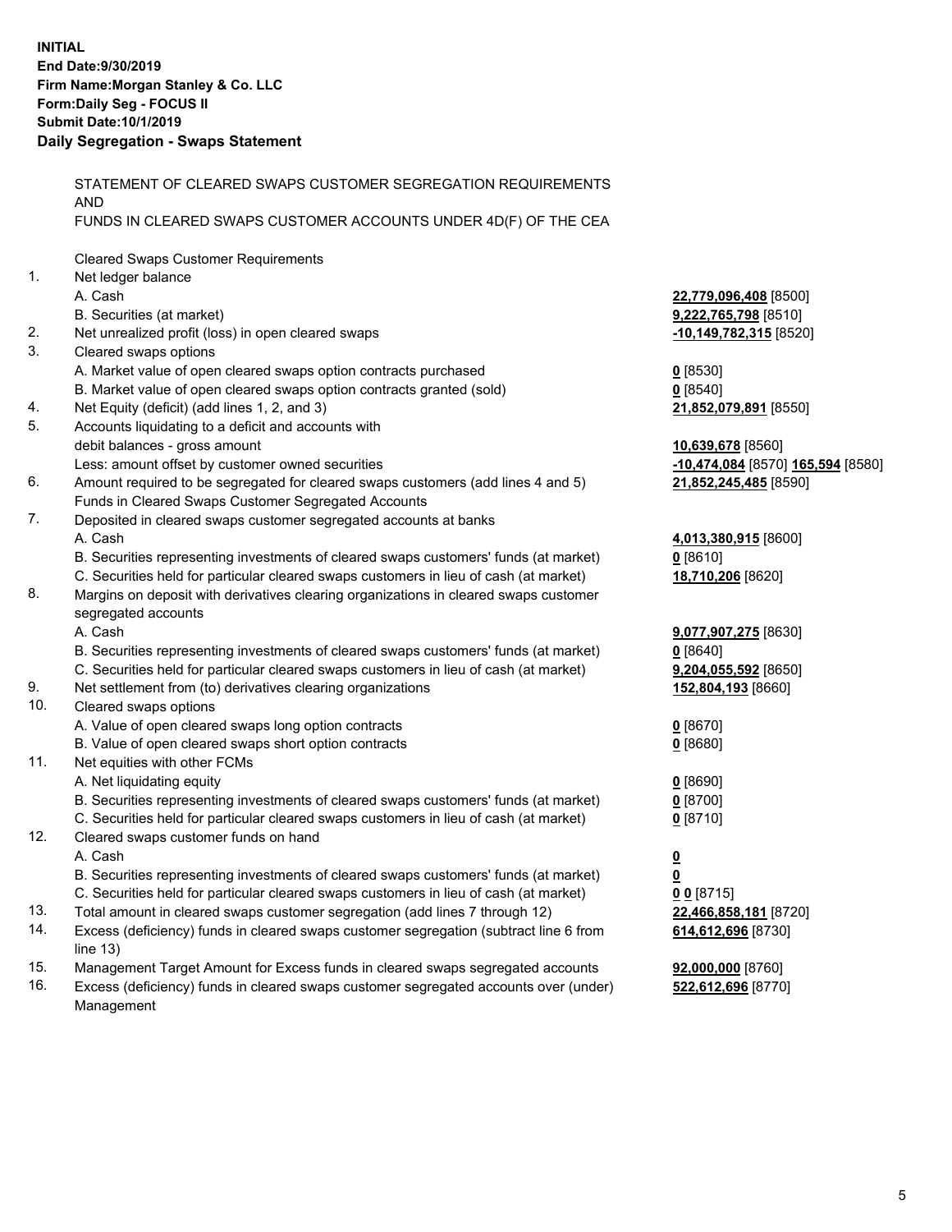**INITIAL**
**End Date:9/30/2019**
**Firm Name:Morgan Stanley & Co. LLC**
**Form:Daily Seg - FOCUS II**
**Submit Date:10/1/2019**
**Daily Segregation - Swaps Statement**

STATEMENT OF CLEARED SWAPS CUSTOMER SEGREGATION REQUIREMENTS AND FUNDS IN CLEARED SWAPS CUSTOMER ACCOUNTS UNDER 4D(F) OF THE CEA

| | | |
|---|---|---|
| | Cleared Swaps Customer Requirements | |
| 1. | Net ledger balance | |
| | A. Cash | **22,779,096,408** [8500] |
| | B. Securities (at market) | **9,222,765,798** [8510] |
| 2. | Net unrealized profit (loss) in open cleared swaps | **-10,149,782,315** [8520] |
| 3. | Cleared swaps options | |
| | A. Market value of open cleared swaps option contracts purchased | **0** [8530] |
| | B. Market value of open cleared swaps option contracts granted (sold) | **0** [8540] |
| 4. | Net Equity (deficit) (add lines 1, 2, and 3) | **21,852,079,891** [8550] |
| 5. | Accounts liquidating to a deficit and accounts with debit balances - gross amount | **10,639,678** [8560] |
| | Less: amount offset by customer owned securities | **-10,474,084** [8570] **165,594** [8580] |
| 6. | Amount required to be segregated for cleared swaps customers (add lines 4 and 5) | **21,852,245,485** [8590] |
| | Funds in Cleared Swaps Customer Segregated Accounts | |
| 7. | Deposited in cleared swaps customer segregated accounts at banks | |
| | A. Cash | **4,013,380,915** [8600] |
| | B. Securities representing investments of cleared swaps customers' funds (at market) | **0** [8610] |
| | C. Securities held for particular cleared swaps customers in lieu of cash (at market) | **18,710,206** [8620] |
| 8. | Margins on deposit with derivatives clearing organizations in cleared swaps customer segregated accounts | |
| | A. Cash | **9,077,907,275** [8630] |
| | B. Securities representing investments of cleared swaps customers' funds (at market) | **0** [8640] |
| | C. Securities held for particular cleared swaps customers in lieu of cash (at market) | **9,204,055,592** [8650] |
| 9. | Net settlement from (to) derivatives clearing organizations | **152,804,193** [8660] |
| 10. | Cleared swaps options | |
| | A. Value of open cleared swaps long option contracts | **0** [8670] |
| | B. Value of open cleared swaps short option contracts | **0** [8680] |
| 11. | Net equities with other FCMs | |
| | A. Net liquidating equity | **0** [8690] |
| | B. Securities representing investments of cleared swaps customers' funds (at market) | **0** [8700] |
| | C. Securities held for particular cleared swaps customers in lieu of cash (at market) | **0** [8710] |
| 12. | Cleared swaps customer funds on hand | |
| | A. Cash | **0** |
| | B. Securities representing investments of cleared swaps customers' funds (at market) | **0** |
| | C. Securities held for particular cleared swaps customers in lieu of cash (at market) | **0** **0** [8715] |
| 13. | Total amount in cleared swaps customer segregation (add lines 7 through 12) | **22,466,858,181** [8720] |
| 14. | Excess (deficiency) funds in cleared swaps customer segregation (subtract line 6 from line 13) | **614,612,696** [8730] |
| 15. | Management Target Amount for Excess funds in cleared swaps segregated accounts | **92,000,000** [8760] |
| 16. | Excess (deficiency) funds in cleared swaps customer segregated accounts over (under) Management | **522,612,696** [8770] |